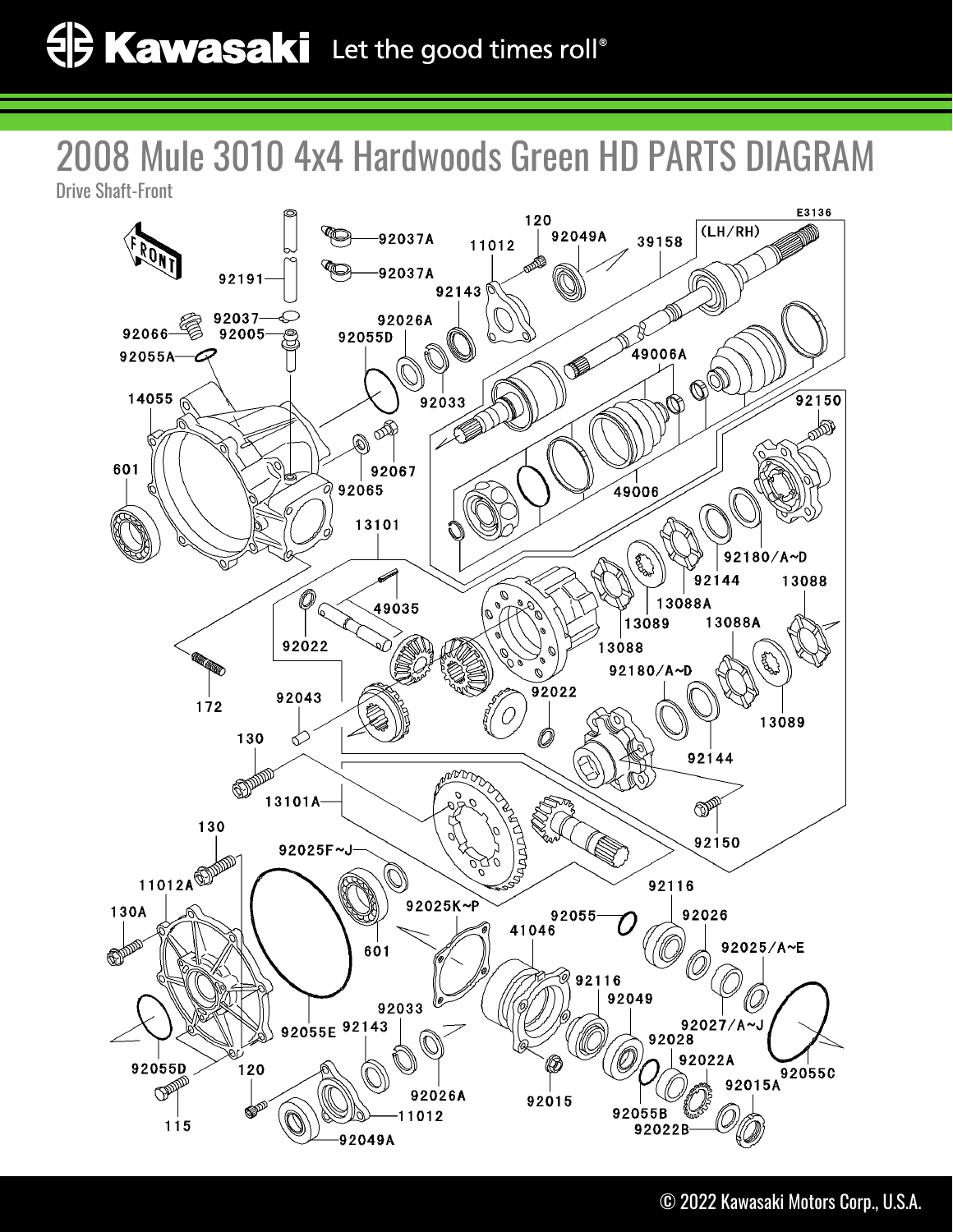# 2008 Mule 3010 4x4 Hardwoods Green HD PARTS DIAGRAM

Drive Shaft-Front

E3136

(LH/RH)

FRONT

92191, 92037A, 92037A, 92066, 92037, 92005, 92055A, 14055, 601, 92055D, 92026A, 92033, 92143, 11012, 120, 92049A, 39158, 49006A, 49006, 92065, 92067, 92150, 92180/A~D, 92144, 13088A, 13089, 13088, 13101, 49035, 92022, 172, 92043, 130, 92022, 13088A, 13088, 13089, 92180/A~D, 92144, 13101A, 92150, 130, 92025F~J, 11012A, 130A, 601, 92025K~P, 92055, 41046, 92116, 92026, 92025/A~E, 92116, 92049, 92033, 92055E, 92143, 92027/A~J, 92028, 92022A, 92055C, 92055D, 120, 92026A, 92015, 92015A, 115, 11012, 92055B, 92022B, 92049A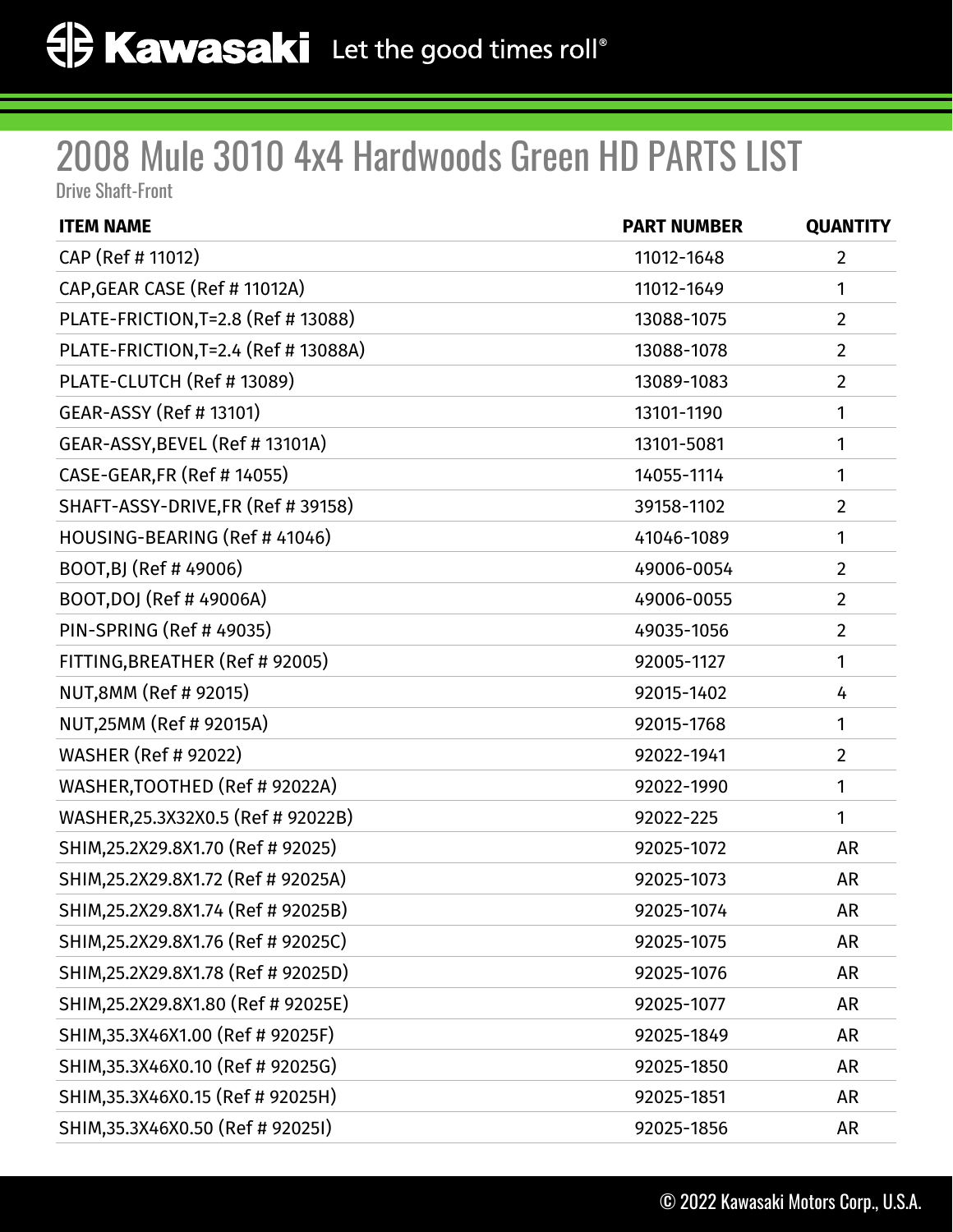# 2008 Mule 3010 4x4 Hardwoods Green HD PARTS LIST

Drive Shaft-Front

| ITEM NAME | PART NUMBER | QUANTITY |
| --- | --- | --- |
| CAP (Ref # 11012) | 11012-1648 | 2 |
| CAP,GEAR CASE (Ref # 11012A) | 11012-1649 | 1 |
| PLATE-FRICTION,T=2.8 (Ref # 13088) | 13088-1075 | 2 |
| PLATE-FRICTION,T=2.4 (Ref # 13088A) | 13088-1078 | 2 |
| PLATE-CLUTCH (Ref # 13089) | 13089-1083 | 2 |
| GEAR-ASSY (Ref # 13101) | 13101-1190 | 1 |
| GEAR-ASSY,BEVEL (Ref # 13101A) | 13101-5081 | 1 |
| CASE-GEAR,FR (Ref # 14055) | 14055-1114 | 1 |
| SHAFT-ASSY-DRIVE,FR (Ref # 39158) | 39158-1102 | 2 |
| HOUSING-BEARING (Ref # 41046) | 41046-1089 | 1 |
| BOOT,BJ (Ref # 49006) | 49006-0054 | 2 |
| BOOT,DOJ (Ref # 49006A) | 49006-0055 | 2 |
| PIN-SPRING (Ref # 49035) | 49035-1056 | 2 |
| FITTING,BREATHER (Ref # 92005) | 92005-1127 | 1 |
| NUT,8MM (Ref # 92015) | 92015-1402 | 4 |
| NUT,25MM (Ref # 92015A) | 92015-1768 | 1 |
| WASHER (Ref # 92022) | 92022-1941 | 2 |
| WASHER,TOOTHED (Ref # 92022A) | 92022-1990 | 1 |
| WASHER,25.3X32X0.5 (Ref # 92022B) | 92022-225 | 1 |
| SHIM,25.2X29.8X1.70 (Ref # 92025) | 92025-1072 | AR |
| SHIM,25.2X29.8X1.72 (Ref # 92025A) | 92025-1073 | AR |
| SHIM,25.2X29.8X1.74 (Ref # 92025B) | 92025-1074 | AR |
| SHIM,25.2X29.8X1.76 (Ref # 92025C) | 92025-1075 | AR |
| SHIM,25.2X29.8X1.78 (Ref # 92025D) | 92025-1076 | AR |
| SHIM,25.2X29.8X1.80 (Ref # 92025E) | 92025-1077 | AR |
| SHIM,35.3X46X1.00 (Ref # 92025F) | 92025-1849 | AR |
| SHIM,35.3X46X0.10 (Ref # 92025G) | 92025-1850 | AR |
| SHIM,35.3X46X0.15 (Ref # 92025H) | 92025-1851 | AR |
| SHIM,35.3X46X0.50 (Ref # 92025I) | 92025-1856 | AR |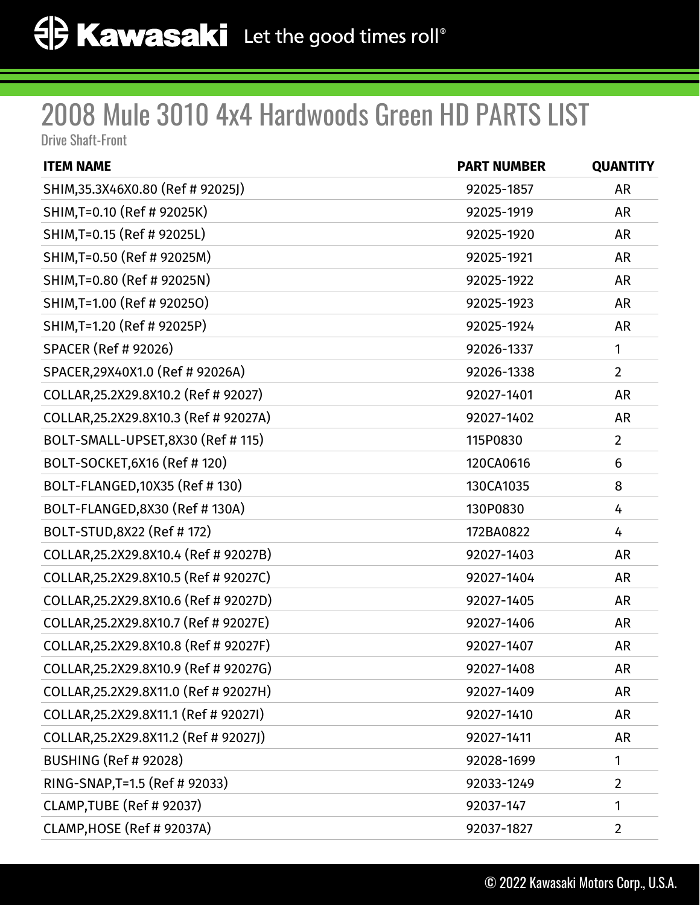# 2008 Mule 3010 4x4 Hardwoods Green HD PARTS LIST

Drive Shaft-Front

| ITEM NAME | PART NUMBER | QUANTITY |
|---|---|---|
| SHIM,35.3X46X0.80 (Ref # 92025J) | 92025-1857 | AR |
| SHIM,T=0.10 (Ref # 92025K) | 92025-1919 | AR |
| SHIM,T=0.15 (Ref # 92025L) | 92025-1920 | AR |
| SHIM,T=0.50 (Ref # 92025M) | 92025-1921 | AR |
| SHIM,T=0.80 (Ref # 92025N) | 92025-1922 | AR |
| SHIM,T=1.00 (Ref # 92025O) | 92025-1923 | AR |
| SHIM,T=1.20 (Ref # 92025P) | 92025-1924 | AR |
| SPACER (Ref # 92026) | 92026-1337 | 1 |
| SPACER,29X40X1.0 (Ref # 92026A) | 92026-1338 | 2 |
| COLLAR,25.2X29.8X10.2 (Ref # 92027) | 92027-1401 | AR |
| COLLAR,25.2X29.8X10.3 (Ref # 92027A) | 92027-1402 | AR |
| BOLT-SMALL-UPSET,8X30 (Ref # 115) | 115P0830 | 2 |
| BOLT-SOCKET,6X16 (Ref # 120) | 120CA0616 | 6 |
| BOLT-FLANGED,10X35 (Ref # 130) | 130CA1035 | 8 |
| BOLT-FLANGED,8X30 (Ref # 130A) | 130P0830 | 4 |
| BOLT-STUD,8X22 (Ref # 172) | 172BA0822 | 4 |
| COLLAR,25.2X29.8X10.4 (Ref # 92027B) | 92027-1403 | AR |
| COLLAR,25.2X29.8X10.5 (Ref # 92027C) | 92027-1404 | AR |
| COLLAR,25.2X29.8X10.6 (Ref # 92027D) | 92027-1405 | AR |
| COLLAR,25.2X29.8X10.7 (Ref # 92027E) | 92027-1406 | AR |
| COLLAR,25.2X29.8X10.8 (Ref # 92027F) | 92027-1407 | AR |
| COLLAR,25.2X29.8X10.9 (Ref # 92027G) | 92027-1408 | AR |
| COLLAR,25.2X29.8X11.0 (Ref # 92027H) | 92027-1409 | AR |
| COLLAR,25.2X29.8X11.1 (Ref # 92027I) | 92027-1410 | AR |
| COLLAR,25.2X29.8X11.2 (Ref # 92027J) | 92027-1411 | AR |
| BUSHING (Ref # 92028) | 92028-1699 | 1 |
| RING-SNAP,T=1.5 (Ref # 92033) | 92033-1249 | 2 |
| CLAMP,TUBE (Ref # 92037) | 92037-147 | 1 |
| CLAMP,HOSE (Ref # 92037A) | 92037-1827 | 2 |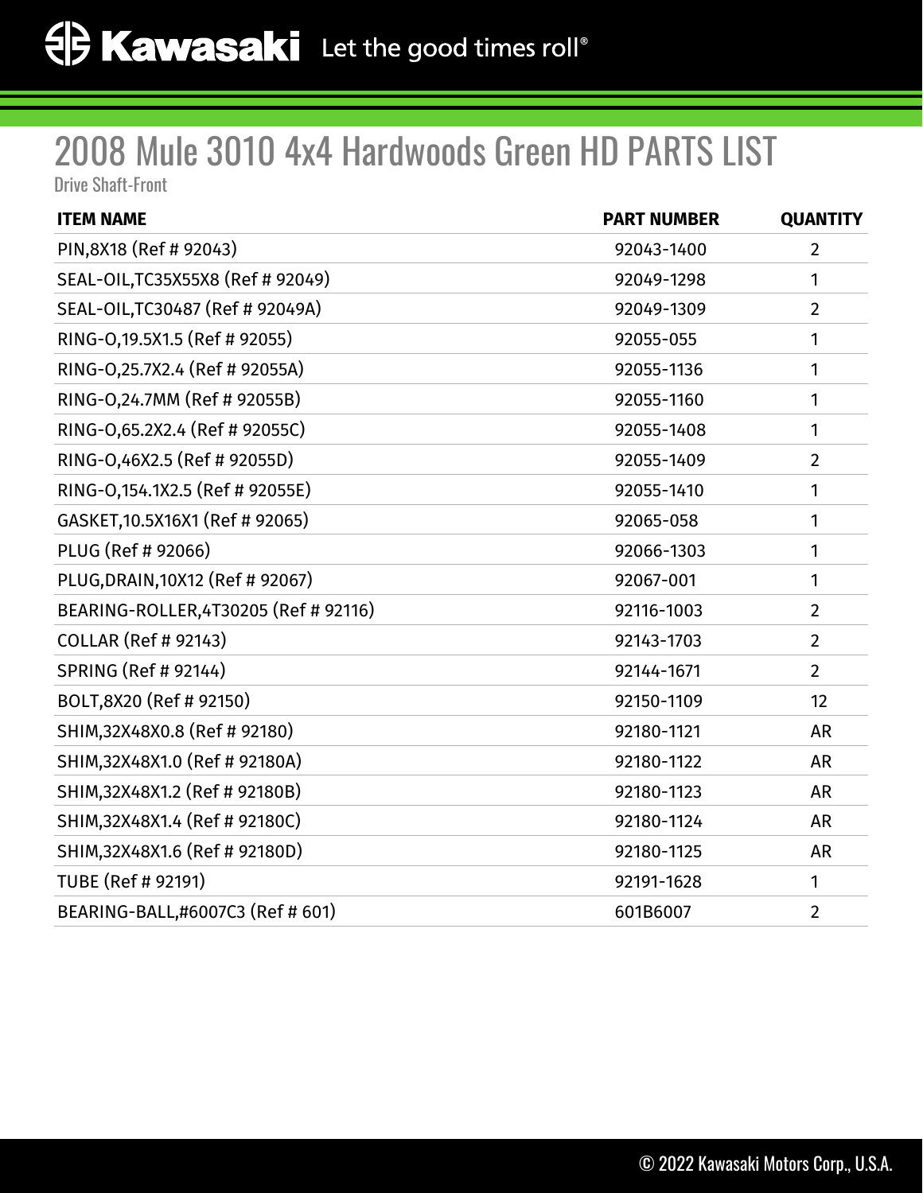# 2008 Mule 3010 4x4 Hardwoods Green HD PARTS LIST

Drive Shaft-Front

| ITEM NAME | PART NUMBER | QUANTITY |
|---|---|---|
| PIN,8X18 (Ref # 92043) | 92043-1400 | 2 |
| SEAL-OIL,TC35X55X8 (Ref # 92049) | 92049-1298 | 1 |
| SEAL-OIL,TC30487 (Ref # 92049A) | 92049-1309 | 2 |
| RING-O,19.5X1.5 (Ref # 92055) | 92055-055 | 1 |
| RING-O,25.7X2.4 (Ref # 92055A) | 92055-1136 | 1 |
| RING-O,24.7MM (Ref # 92055B) | 92055-1160 | 1 |
| RING-O,65.2X2.4 (Ref # 92055C) | 92055-1408 | 1 |
| RING-O,46X2.5 (Ref # 92055D) | 92055-1409 | 2 |
| RING-O,154.1X2.5 (Ref # 92055E) | 92055-1410 | 1 |
| GASKET,10.5X16X1 (Ref # 92065) | 92065-058 | 1 |
| PLUG (Ref # 92066) | 92066-1303 | 1 |
| PLUG,DRAIN,10X12 (Ref # 92067) | 92067-001 | 1 |
| BEARING-ROLLER,4T30205 (Ref # 92116) | 92116-1003 | 2 |
| COLLAR (Ref # 92143) | 92143-1703 | 2 |
| SPRING (Ref # 92144) | 92144-1671 | 2 |
| BOLT,8X20 (Ref # 92150) | 92150-1109 | 12 |
| SHIM,32X48X0.8 (Ref # 92180) | 92180-1121 | AR |
| SHIM,32X48X1.0 (Ref # 92180A) | 92180-1122 | AR |
| SHIM,32X48X1.2 (Ref # 92180B) | 92180-1123 | AR |
| SHIM,32X48X1.4 (Ref # 92180C) | 92180-1124 | AR |
| SHIM,32X48X1.6 (Ref # 92180D) | 92180-1125 | AR |
| TUBE (Ref # 92191) | 92191-1628 | 1 |
| BEARING-BALL,#6007C3 (Ref # 601) | 601B6007 | 2 |